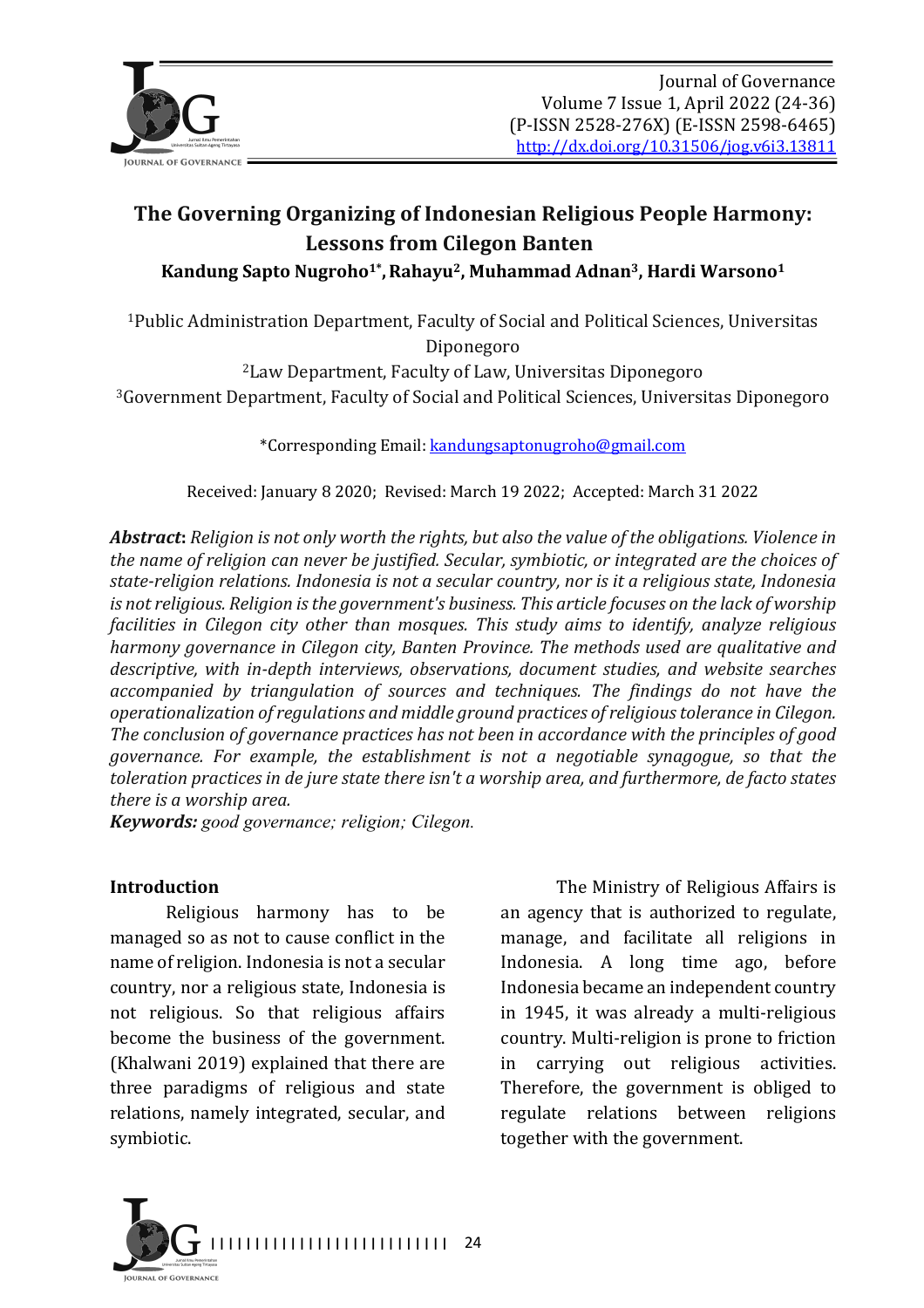# The Governing Organizing of Indonesian Religious People Harmony: Lessons from Cilegon Banten

**Kandung Sapto Nugroho[1*], Rahayu[2], Muhammad Adnan[3], Hardi Warsono[1]**

[1]Public Administration Department, Faculty of Social and Political Sciences, Universitas Diponegoro
[2]Law Department, Faculty of Law, Universitas Diponegoro
[3]Government Department, Faculty of Social and Political Sciences, Universitas Diponegoro

*Corresponding Email: kandungsaptonugroho@gmail.com

Received: January 8 2020; Revised: March 19 2022; Accepted: March 31 2022

***Abstract*:** *Religion is not only worth the rights, but also the value of the obligations. Violence in the name of religion can never be justified. Secular, symbiotic, or integrated are the choices of state-religion relations. Indonesia is not a secular country, nor is it a religious state, Indonesia is not religious. Religion is the government's business. This article focuses on the lack of worship facilities in Cilegon city other than mosques. This study aims to identify, analyze religious harmony governance in Cilegon city, Banten Province. The methods used are qualitative and descriptive, with in-depth interviews, observations, document studies, and website searches accompanied by triangulation of sources and techniques. The findings do not have the operationalization of regulations and middle ground practices of religious tolerance in Cilegon. The conclusion of governance practices has not been in accordance with the principles of good governance. For example, the establishment is not a negotiable synagogue, so that the toleration practices in de jure state there isn't a worship area, and furthermore, de facto states there is a worship area.*

***Keywords:*** *good governance; religion; Cilegon.*

## Introduction

Religious harmony has to be managed so as not to cause conflict in the name of religion. Indonesia is not a secular country, nor a religious state, Indonesia is not religious. So that religious affairs become the business of the government. (Khalwani 2019) explained that there are three paradigms of religious and state relations, namely integrated, secular, and symbiotic.

The Ministry of Religious Affairs is an agency that is authorized to regulate, manage, and facilitate all religions in Indonesia. A long time ago, before Indonesia became an independent country in 1945, it was already a multi-religious country. Multi-religion is prone to friction in carrying out religious activities. Therefore, the government is obliged to regulate relations between religions together with the government.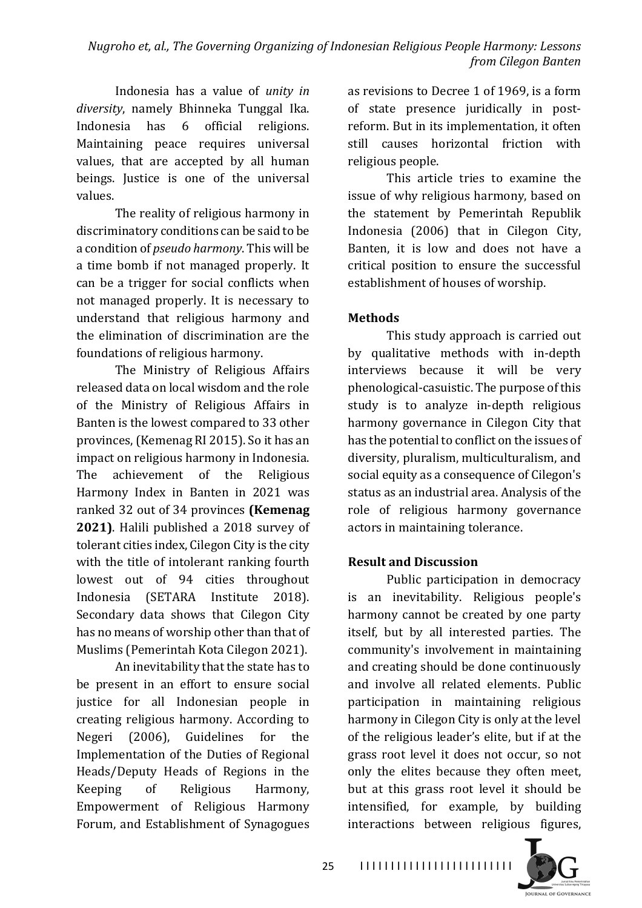Indonesia has a value of *unity in diversity*, namely Bhinneka Tunggal Ika. Indonesia has 6 official religions. Maintaining peace requires universal values, that are accepted by all human beings. Justice is one of the universal values.

The reality of religious harmony in discriminatory conditions can be said to be a condition of *pseudo harmony*. This will be a time bomb if not managed properly. It can be a trigger for social conflicts when not managed properly. It is necessary to understand that religious harmony and the elimination of discrimination are the foundations of religious harmony.

The Ministry of Religious Affairs released data on local wisdom and the role of the Ministry of Religious Affairs in Banten is the lowest compared to 33 other provinces, (Kemenag RI 2015). So it has an impact on religious harmony in Indonesia. The achievement of the Religious Harmony Index in Banten in 2021 was ranked 32 out of 34 provinces **(Kemenag 2021)**. Halili published a 2018 survey of tolerant cities index, Cilegon City is the city with the title of intolerant ranking fourth lowest out of 94 cities throughout Indonesia (SETARA Institute 2018). Secondary data shows that Cilegon City has no means of worship other than that of Muslims (Pemerintah Kota Cilegon 2021).

An inevitability that the state has to be present in an effort to ensure social justice for all Indonesian people in creating religious harmony. According to Negeri (2006), Guidelines for the Implementation of the Duties of Regional Heads/Deputy Heads of Regions in the Keeping of Religious Harmony, Empowerment of Religious Harmony Forum, and Establishment of Synagogues as revisions to Decree 1 of 1969, is a form of state presence juridically in post-reform. But in its implementation, it often still causes horizontal friction with religious people.

This article tries to examine the issue of why religious harmony, based on the statement by Pemerintah Republik Indonesia (2006) that in Cilegon City, Banten, it is low and does not have a critical position to ensure the successful establishment of houses of worship.

## Methods

This study approach is carried out by qualitative methods with in-depth interviews because it will be very phenological-casuistic. The purpose of this study is to analyze in-depth religious harmony governance in Cilegon City that has the potential to conflict on the issues of diversity, pluralism, multiculturalism, and social equity as a consequence of Cilegon's status as an industrial area. Analysis of the role of religious harmony governance actors in maintaining tolerance.

## Result and Discussion

Public participation in democracy is an inevitability. Religious people's harmony cannot be created by one party itself, but by all interested parties. The community's involvement in maintaining and creating should be done continuously and involve all related elements. Public participation in maintaining religious harmony in Cilegon City is only at the level of the religious leader's elite, but if at the grass root level it does not occur, so not only the elites because they often meet, but at this grass root level it should be intensified, for example, by building interactions between religious figures,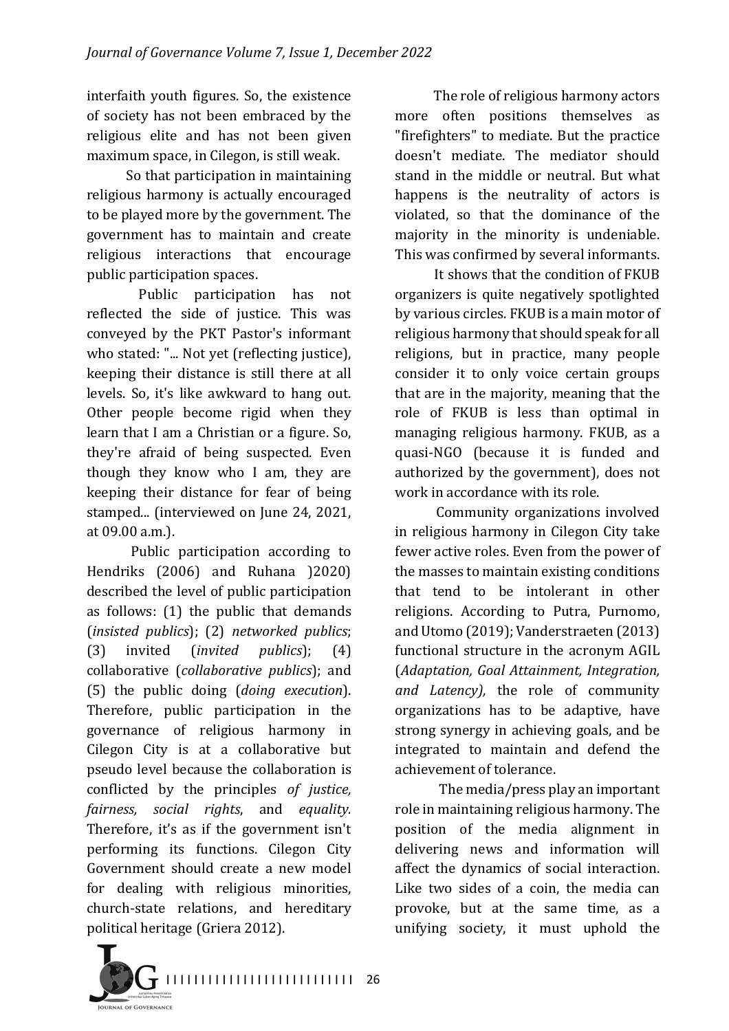interfaith youth figures. So, the existence of society has not been embraced by the religious elite and has not been given maximum space, in Cilegon, is still weak.

So that participation in maintaining religious harmony is actually encouraged to be played more by the government. The government has to maintain and create religious interactions that encourage public participation spaces.

Public participation has not reflected the side of justice. This was conveyed by the PKT Pastor's informant who stated: "... Not yet (reflecting justice), keeping their distance is still there at all levels. So, it's like awkward to hang out. Other people become rigid when they learn that I am a Christian or a figure. So, they're afraid of being suspected. Even though they know who I am, they are keeping their distance for fear of being stamped... (interviewed on June 24, 2021, at 09.00 a.m.).

Public participation according to Hendriks (2006) and Ruhana )2020) described the level of public participation as follows: (1) the public that demands (*insisted publics*); (2) *networked publics*; (3) invited (*invited publics*); (4) collaborative (*collaborative publics*); and (5) the public doing (*doing execution*). Therefore, public participation in the governance of religious harmony in Cilegon City is at a collaborative but pseudo level because the collaboration is conflicted by the principles *of justice, fairness, social rights*, and *equality.* Therefore, it's as if the government isn't performing its functions. Cilegon City Government should create a new model for dealing with religious minorities, church-state relations, and hereditary political heritage (Griera 2012).

The role of religious harmony actors more often positions themselves as "firefighters" to mediate. But the practice doesn't mediate. The mediator should stand in the middle or neutral. But what happens is the neutrality of actors is violated, so that the dominance of the majority in the minority is undeniable. This was confirmed by several informants.

It shows that the condition of FKUB organizers is quite negatively spotlighted by various circles. FKUB is a main motor of religious harmony that should speak for all religions, but in practice, many people consider it to only voice certain groups that are in the majority, meaning that the role of FKUB is less than optimal in managing religious harmony. FKUB, as a quasi-NGO (because it is funded and authorized by the government), does not work in accordance with its role.

Community organizations involved in religious harmony in Cilegon City take fewer active roles. Even from the power of the masses to maintain existing conditions that tend to be intolerant in other religions. According to Putra, Purnomo, and Utomo (2019); Vanderstraeten (2013) functional structure in the acronym AGIL (*Adaptation, Goal Attainment, Integration, and Latency),* the role of community organizations has to be adaptive, have strong synergy in achieving goals, and be integrated to maintain and defend the achievement of tolerance.

The media/press play an important role in maintaining religious harmony. The position of the media alignment in delivering news and information will affect the dynamics of social interaction. Like two sides of a coin, the media can provoke, but at the same time, as a unifying society, it must uphold the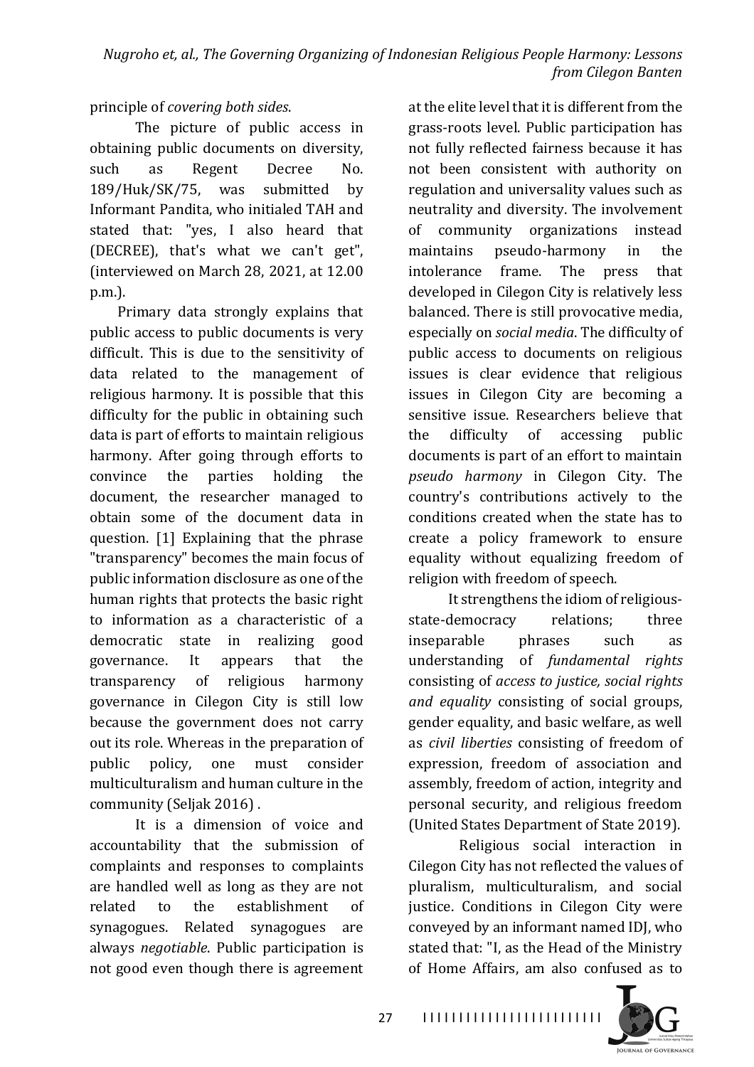principle of *covering both sides*.

The picture of public access in obtaining public documents on diversity, such as Regent Decree No. 189/Huk/SK/75, was submitted by Informant Pandita, who initialed TAH and stated that: "yes, I also heard that (DECREE), that's what we can't get", (interviewed on March 28, 2021, at 12.00 p.m.).

Primary data strongly explains that public access to public documents is very difficult. This is due to the sensitivity of data related to the management of religious harmony. It is possible that this difficulty for the public in obtaining such data is part of efforts to maintain religious harmony. After going through efforts to convince the parties holding the document, the researcher managed to obtain some of the document data in question. [1] Explaining that the phrase "transparency" becomes the main focus of public information disclosure as one of the human rights that protects the basic right to information as a characteristic of a democratic state in realizing good governance. It appears that the transparency of religious harmony governance in Cilegon City is still low because the government does not carry out its role. Whereas in the preparation of public policy, one must consider multiculturalism and human culture in the community (Seljak 2016) .

It is a dimension of voice and accountability that the submission of complaints and responses to complaints are handled well as long as they are not related to the establishment of synagogues. Related synagogues are always *negotiable*. Public participation is not good even though there is agreement at the elite level that it is different from the grass-roots level. Public participation has not fully reflected fairness because it has not been consistent with authority on regulation and universality values such as neutrality and diversity. The involvement of community organizations instead maintains pseudo-harmony in the intolerance frame. The press that developed in Cilegon City is relatively less balanced. There is still provocative media, especially on *social media*. The difficulty of public access to documents on religious issues is clear evidence that religious issues in Cilegon City are becoming a sensitive issue. Researchers believe that the difficulty of accessing public documents is part of an effort to maintain *pseudo harmony* in Cilegon City. The country's contributions actively to the conditions created when the state has to create a policy framework to ensure equality without equalizing freedom of religion with freedom of speech.

It strengthens the idiom of religious-state-democracy relations; three inseparable phrases such as understanding of *fundamental rights* consisting of *access to justice, social rights and equality* consisting of social groups, gender equality, and basic welfare, as well as *civil liberties* consisting of freedom of expression, freedom of association and assembly, freedom of action, integrity and personal security, and religious freedom (United States Department of State 2019).

Religious social interaction in Cilegon City has not reflected the values of pluralism, multiculturalism, and social justice. Conditions in Cilegon City were conveyed by an informant named IDJ, who stated that: "I, as the Head of the Ministry of Home Affairs, am also confused as to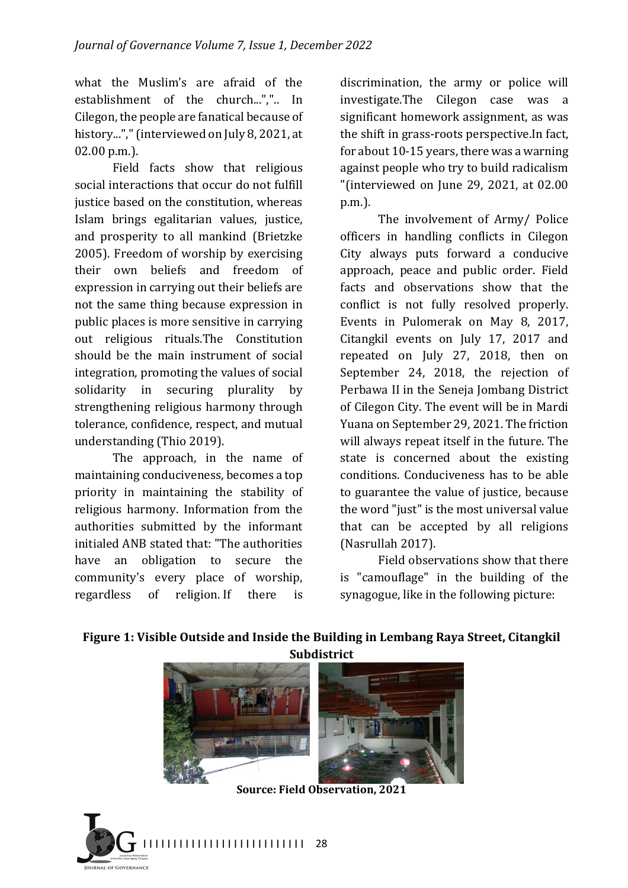what the Muslim's are afraid of the establishment of the church...",".. In Cilegon, the people are fanatical because of history...","(interviewed on July 8, 2021, at 02.00 p.m.).

Field facts show that religious social interactions that occur do not fulfill justice based on the constitution, whereas Islam brings egalitarian values, justice, and prosperity to all mankind (Brietzke 2005). Freedom of worship by exercising their own beliefs and freedom of expression in carrying out their beliefs are not the same thing because expression in public places is more sensitive in carrying out religious rituals.The Constitution should be the main instrument of social integration, promoting the values of social solidarity in securing plurality by strengthening religious harmony through tolerance, confidence, respect, and mutual understanding (Thio 2019).

The approach, in the name of maintaining conduciveness, becomes a top priority in maintaining the stability of religious harmony. Information from the authorities submitted by the informant initialed ANB stated that: "The authorities have an obligation to secure the community's every place of worship, regardless of religion. If there is discrimination, the army or police will investigate.The Cilegon case was a significant homework assignment, as was the shift in grass-roots perspective.In fact, for about 10-15 years, there was a warning against people who try to build radicalism "(interviewed on June 29, 2021, at 02.00 p.m.).

The involvement of Army/ Police officers in handling conflicts in Cilegon City always puts forward a conducive approach, peace and public order. Field facts and observations show that the conflict is not fully resolved properly. Events in Pulomerak on May 8, 2017, Citangkil events on July 17, 2017 and repeated on July 27, 2018, then on September 24, 2018, the rejection of Perbawa II in the Seneja Jombang District of Cilegon City. The event will be in Mardi Yuana on September 29, 2021. The friction will always repeat itself in the future. The state is concerned about the existing conditions. Conduciveness has to be able to guarantee the value of justice, because the word "just" is the most universal value that can be accepted by all religions (Nasrullah 2017).

Field observations show that there is "camouflage" in the building of the synagogue, like in the following picture:

**Figure 1: Visible Outside and Inside the Building in Lembang Raya Street, Citangkil Subdistrict**

**Source: Field Observation, 2021**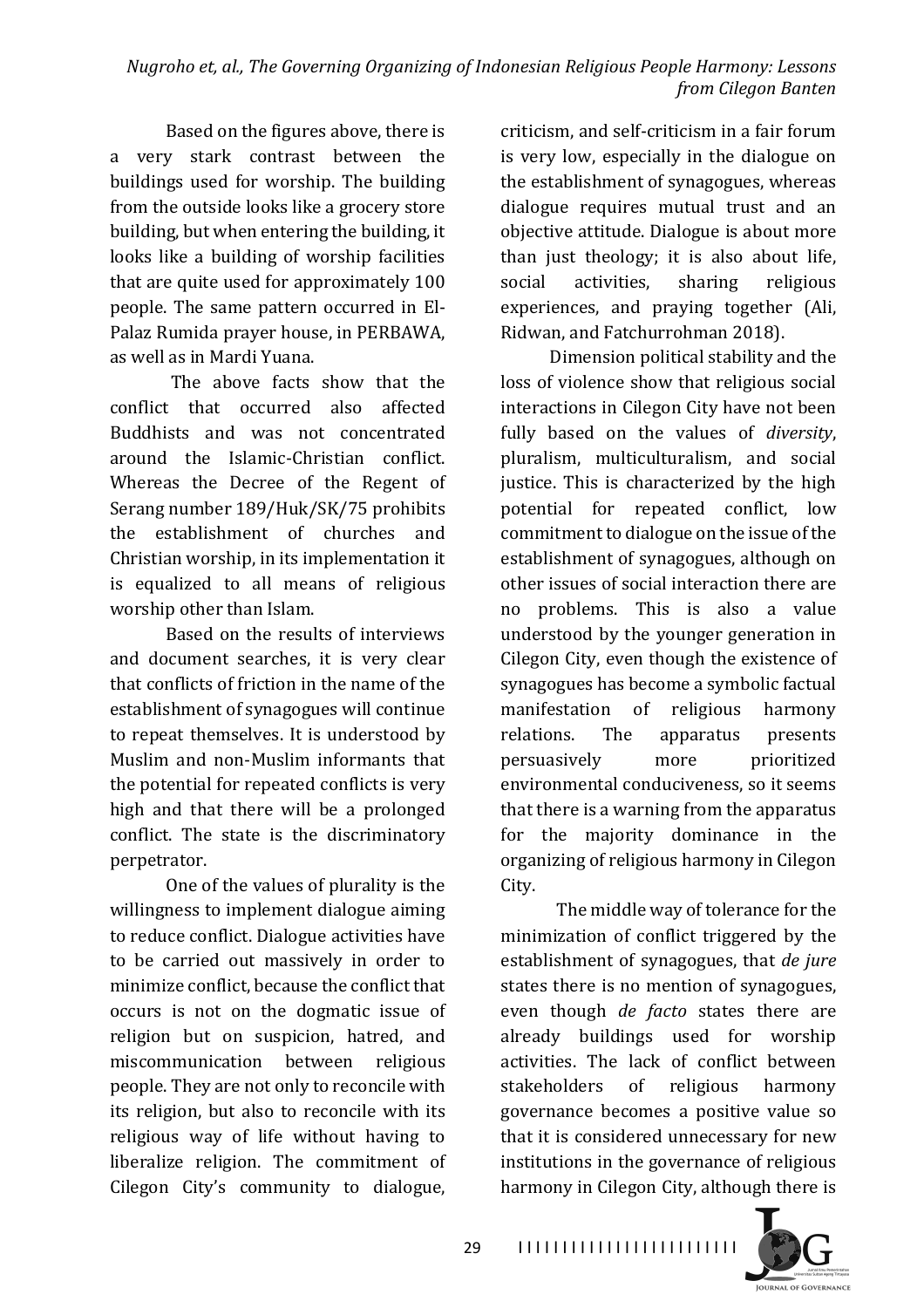Based on the figures above, there is a very stark contrast between the buildings used for worship. The building from the outside looks like a grocery store building, but when entering the building, it looks like a building of worship facilities that are quite used for approximately 100 people. The same pattern occurred in El-Palaz Rumida prayer house, in PERBAWA, as well as in Mardi Yuana.

The above facts show that the conflict that occurred also affected Buddhists and was not concentrated around the Islamic-Christian conflict. Whereas the Decree of the Regent of Serang number 189/Huk/SK/75 prohibits the establishment of churches and Christian worship, in its implementation it is equalized to all means of religious worship other than Islam.

Based on the results of interviews and document searches, it is very clear that conflicts of friction in the name of the establishment of synagogues will continue to repeat themselves. It is understood by Muslim and non-Muslim informants that the potential for repeated conflicts is very high and that there will be a prolonged conflict. The state is the discriminatory perpetrator.

One of the values of plurality is the willingness to implement dialogue aiming to reduce conflict. Dialogue activities have to be carried out massively in order to minimize conflict, because the conflict that occurs is not on the dogmatic issue of religion but on suspicion, hatred, and miscommunication between religious people. They are not only to reconcile with its religion, but also to reconcile with its religious way of life without having to liberalize religion. The commitment of Cilegon City's community to dialogue, criticism, and self-criticism in a fair forum is very low, especially in the dialogue on the establishment of synagogues, whereas dialogue requires mutual trust and an objective attitude. Dialogue is about more than just theology; it is also about life, social activities, sharing religious experiences, and praying together (Ali, Ridwan, and Fatchurrohman 2018).

Dimension political stability and the loss of violence show that religious social interactions in Cilegon City have not been fully based on the values of *diversity*, pluralism, multiculturalism, and social justice. This is characterized by the high potential for repeated conflict, low commitment to dialogue on the issue of the establishment of synagogues, although on other issues of social interaction there are no problems. This is also a value understood by the younger generation in Cilegon City, even though the existence of synagogues has become a symbolic factual manifestation of religious harmony relations. The apparatus presents persuasively more prioritized environmental conduciveness, so it seems that there is a warning from the apparatus for the majority dominance in the organizing of religious harmony in Cilegon City.

The middle way of tolerance for the minimization of conflict triggered by the establishment of synagogues, that *de jure* states there is no mention of synagogues, even though *de facto* states there are already buildings used for worship activities. The lack of conflict between stakeholders of religious harmony governance becomes a positive value so that it is considered unnecessary for new institutions in the governance of religious harmony in Cilegon City, although there is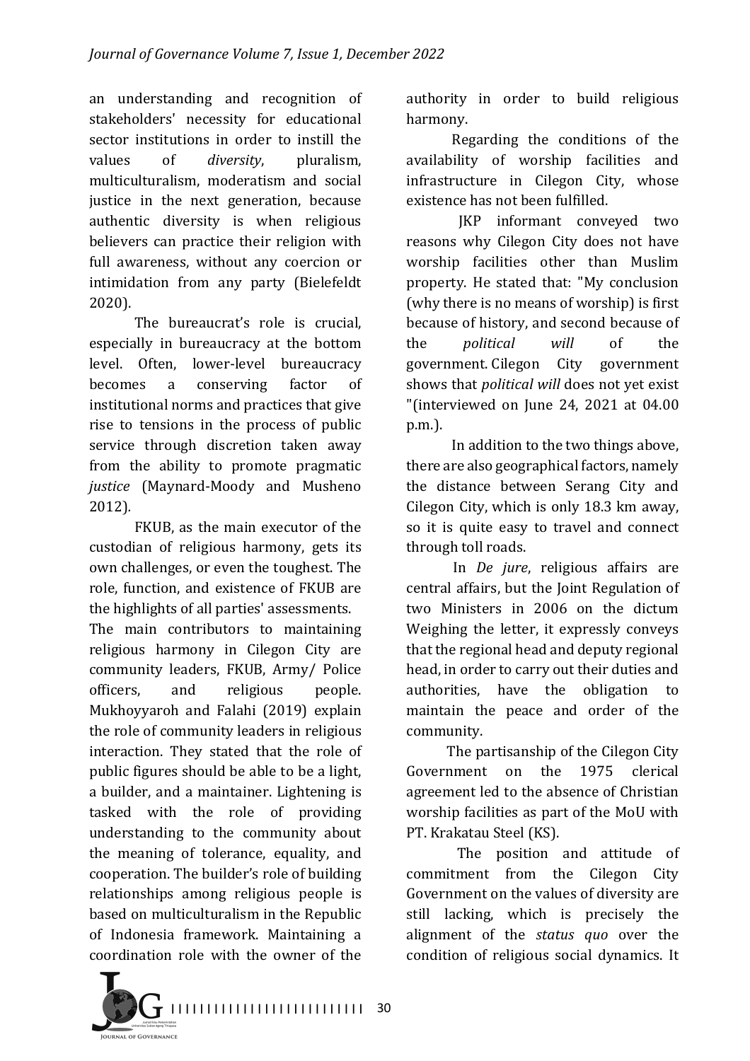an understanding and recognition of stakeholders' necessity for educational sector institutions in order to instill the values of *diversity*, pluralism, multiculturalism, moderatism and social justice in the next generation, because authentic diversity is when religious believers can practice their religion with full awareness, without any coercion or intimidation from any party (Bielefeldt 2020).

The bureaucrat's role is crucial, especially in bureaucracy at the bottom level. Often, lower-level bureaucracy becomes a conserving factor of institutional norms and practices that give rise to tensions in the process of public service through discretion taken away from the ability to promote pragmatic *justice* (Maynard-Moody and Musheno 2012).

FKUB, as the main executor of the custodian of religious harmony, gets its own challenges, or even the toughest. The role, function, and existence of FKUB are the highlights of all parties' assessments.

The main contributors to maintaining religious harmony in Cilegon City are community leaders, FKUB, Army/ Police officers, and religious people. Mukhoyyaroh and Falahi (2019) explain the role of community leaders in religious interaction. They stated that the role of public figures should be able to be a light, a builder, and a maintainer. Lightening is tasked with the role of providing understanding to the community about the meaning of tolerance, equality, and cooperation. The builder's role of building relationships among religious people is based on multiculturalism in the Republic of Indonesia framework. Maintaining a coordination role with the owner of the authority in order to build religious harmony.

Regarding the conditions of the availability of worship facilities and infrastructure in Cilegon City, whose existence has not been fulfilled.

JKP informant conveyed two reasons why Cilegon City does not have worship facilities other than Muslim property. He stated that: "My conclusion (why there is no means of worship) is first because of history, and second because of the *political will* of the government. Cilegon City government shows that *political will* does not yet exist "(interviewed on June 24, 2021 at 04.00 p.m.).

In addition to the two things above, there are also geographical factors, namely the distance between Serang City and Cilegon City, which is only 18.3 km away, so it is quite easy to travel and connect through toll roads.

In *De jure*, religious affairs are central affairs, but the Joint Regulation of two Ministers in 2006 on the dictum Weighing the letter, it expressly conveys that the regional head and deputy regional head, in order to carry out their duties and authorities, have the obligation to maintain the peace and order of the community.

The partisanship of the Cilegon City Government on the 1975 clerical agreement led to the absence of Christian worship facilities as part of the MoU with PT. Krakatau Steel (KS).

The position and attitude of commitment from the Cilegon City Government on the values of diversity are still lacking, which is precisely the alignment of the *status quo* over the condition of religious social dynamics. It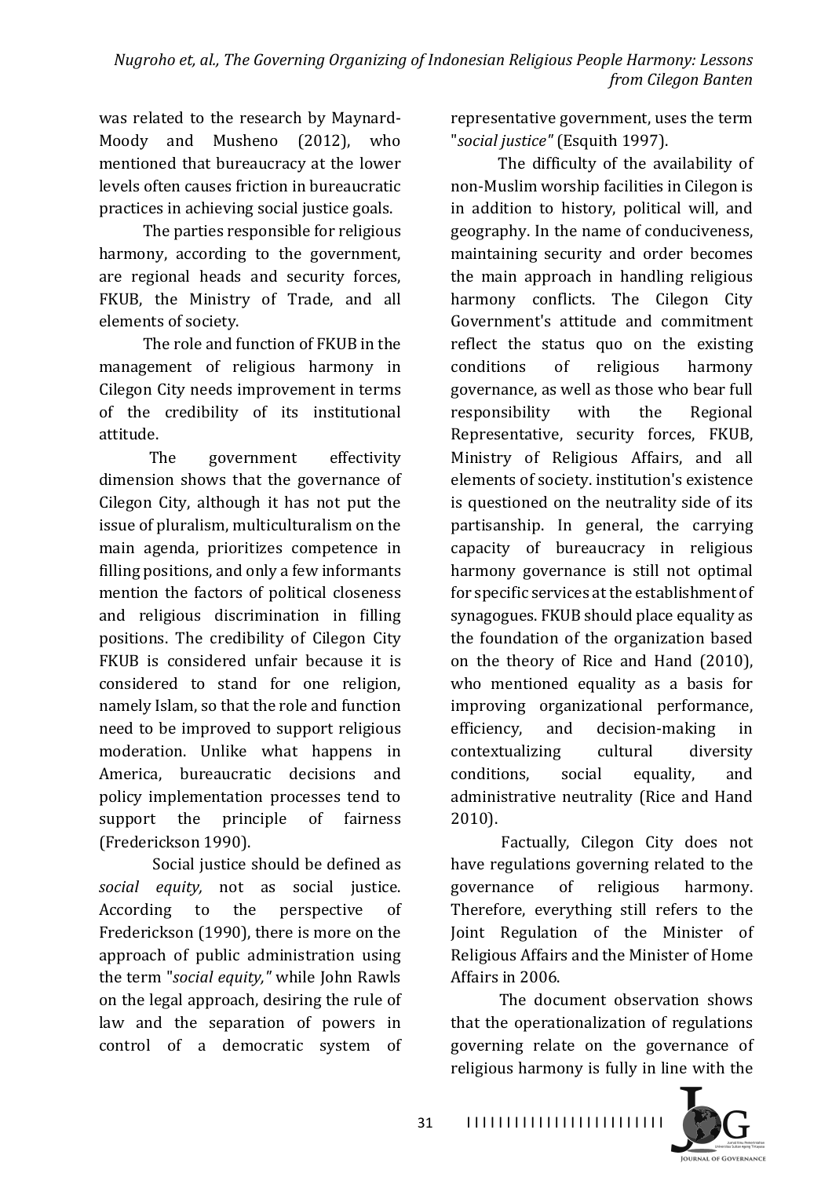was related to the research by Maynard-Moody and Musheno (2012), who mentioned that bureaucracy at the lower levels often causes friction in bureaucratic practices in achieving social justice goals.

The parties responsible for religious harmony, according to the government, are regional heads and security forces, FKUB, the Ministry of Trade, and all elements of society.

The role and function of FKUB in the management of religious harmony in Cilegon City needs improvement in terms of the credibility of its institutional attitude.

The government effectivity dimension shows that the governance of Cilegon City, although it has not put the issue of pluralism, multiculturalism on the main agenda, prioritizes competence in filling positions, and only a few informants mention the factors of political closeness and religious discrimination in filling positions. The credibility of Cilegon City FKUB is considered unfair because it is considered to stand for one religion, namely Islam, so that the role and function need to be improved to support religious moderation. Unlike what happens in America, bureaucratic decisions and policy implementation processes tend to support the principle of fairness (Frederickson 1990).

Social justice should be defined as *social equity,* not as social justice. According to the perspective of Frederickson (1990), there is more on the approach of public administration using the term "*social equity,*" while John Rawls on the legal approach, desiring the rule of law and the separation of powers in control of a democratic system of representative government, uses the term "*social justice*" (Esquith 1997).

The difficulty of the availability of non-Muslim worship facilities in Cilegon is in addition to history, political will, and geography. In the name of conduciveness, maintaining security and order becomes the main approach in handling religious harmony conflicts. The Cilegon City Government's attitude and commitment reflect the status quo on the existing conditions of religious harmony governance, as well as those who bear full responsibility with the Regional Representative, security forces, FKUB, Ministry of Religious Affairs, and all elements of society. institution's existence is questioned on the neutrality side of its partisanship. In general, the carrying capacity of bureaucracy in religious harmony governance is still not optimal for specific services at the establishment of synagogues. FKUB should place equality as the foundation of the organization based on the theory of Rice and Hand (2010), who mentioned equality as a basis for improving organizational performance, efficiency, and decision-making in contextualizing cultural diversity conditions, social equality, and administrative neutrality (Rice and Hand 2010).

Factually, Cilegon City does not have regulations governing related to the governance of religious harmony. Therefore, everything still refers to the Joint Regulation of the Minister of Religious Affairs and the Minister of Home Affairs in 2006.

The document observation shows that the operationalization of regulations governing relate on the governance of religious harmony is fully in line with the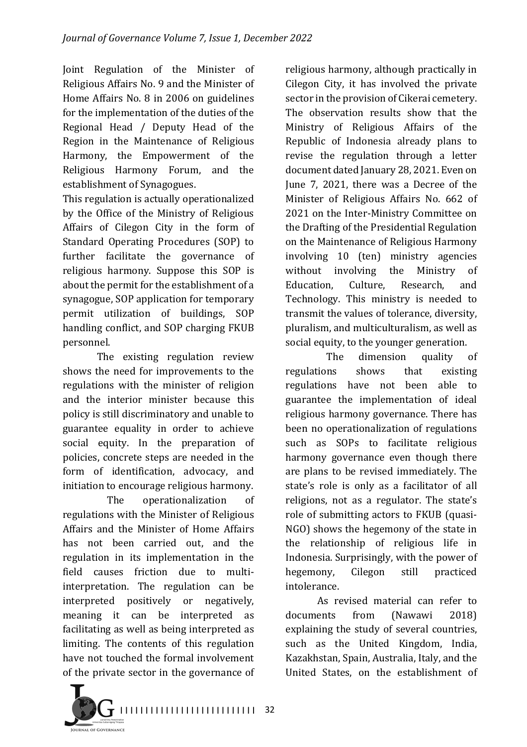Joint Regulation of the Minister of Religious Affairs No. 9 and the Minister of Home Affairs No. 8 in 2006 on guidelines for the implementation of the duties of the Regional Head / Deputy Head of the Region in the Maintenance of Religious Harmony, the Empowerment of the Religious Harmony Forum, and the establishment of Synagogues.

This regulation is actually operationalized by the Office of the Ministry of Religious Affairs of Cilegon City in the form of Standard Operating Procedures (SOP) to further facilitate the governance of religious harmony. Suppose this SOP is about the permit for the establishment of a synagogue, SOP application for temporary permit utilization of buildings, SOP handling conflict, and SOP charging FKUB personnel.

The existing regulation review shows the need for improvements to the regulations with the minister of religion and the interior minister because this policy is still discriminatory and unable to guarantee equality in order to achieve social equity. In the preparation of policies, concrete steps are needed in the form of identification, advocacy, and initiation to encourage religious harmony.

The operationalization of regulations with the Minister of Religious Affairs and the Minister of Home Affairs has not been carried out, and the regulation in its implementation in the field causes friction due to multi-interpretation. The regulation can be interpreted positively or negatively, meaning it can be interpreted as facilitating as well as being interpreted as limiting. The contents of this regulation have not touched the formal involvement of the private sector in the governance of religious harmony, although practically in Cilegon City, it has involved the private sector in the provision of Cikerai cemetery. The observation results show that the Ministry of Religious Affairs of the Republic of Indonesia already plans to revise the regulation through a letter document dated January 28, 2021. Even on June 7, 2021, there was a Decree of the Minister of Religious Affairs No. 662 of 2021 on the Inter-Ministry Committee on the Drafting of the Presidential Regulation on the Maintenance of Religious Harmony involving 10 (ten) ministry agencies without involving the Ministry of Education, Culture, Research, and Technology. This ministry is needed to transmit the values of tolerance, diversity, pluralism, and multiculturalism, as well as social equity, to the younger generation.

The dimension quality of regulations shows that existing regulations have not been able to guarantee the implementation of ideal religious harmony governance. There has been no operationalization of regulations such as SOPs to facilitate religious harmony governance even though there are plans to be revised immediately. The state's role is only as a facilitator of all religions, not as a regulator. The state's role of submitting actors to FKUB (quasi-NGO) shows the hegemony of the state in the relationship of religious life in Indonesia. Surprisingly, with the power of hegemony, Cilegon still practiced intolerance.

As revised material can refer to documents from (Nawawi 2018) explaining the study of several countries, such as the United Kingdom, India, Kazakhstan, Spain, Australia, Italy, and the United States, on the establishment of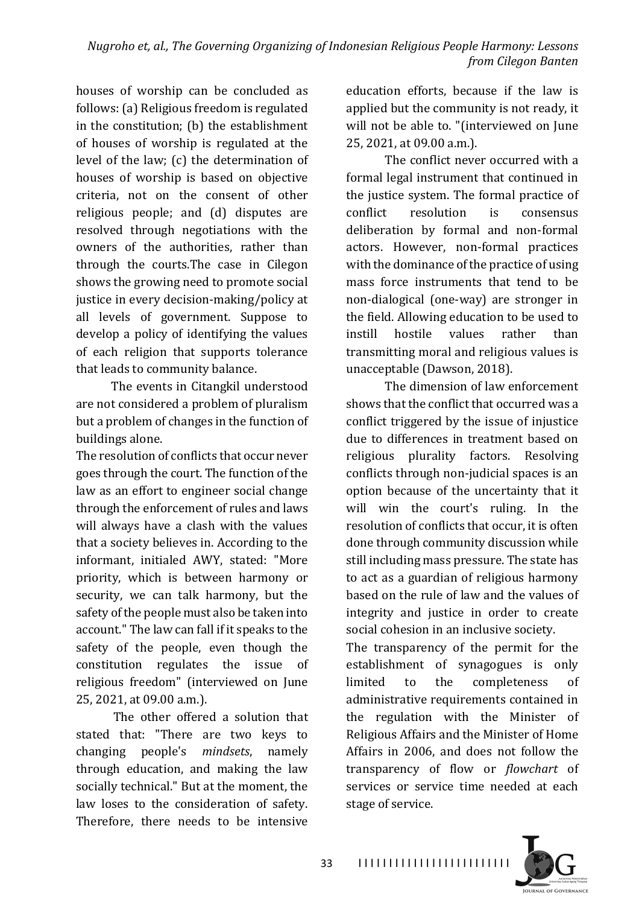houses of worship can be concluded as follows: (a) Religious freedom is regulated in the constitution; (b) the establishment of houses of worship is regulated at the level of the law; (c) the determination of houses of worship is based on objective criteria, not on the consent of other religious people; and (d) disputes are resolved through negotiations with the owners of the authorities, rather than through the courts.The case in Cilegon shows the growing need to promote social justice in every decision-making/policy at all levels of government. Suppose to develop a policy of identifying the values of each religion that supports tolerance that leads to community balance.

The events in Citangkil understood are not considered a problem of pluralism but a problem of changes in the function of buildings alone.

The resolution of conflicts that occur never goes through the court. The function of the law as an effort to engineer social change through the enforcement of rules and laws will always have a clash with the values that a society believes in. According to the informant, initialed AWY, stated: "More priority, which is between harmony or security, we can talk harmony, but the safety of the people must also be taken into account." The law can fall if it speaks to the safety of the people, even though the constitution regulates the issue of religious freedom" (interviewed on June 25, 2021, at 09.00 a.m.).

The other offered a solution that stated that: "There are two keys to changing people's *mindsets*, namely through education, and making the law socially technical." But at the moment, the law loses to the consideration of safety. Therefore, there needs to be intensive education efforts, because if the law is applied but the community is not ready, it will not be able to. "(interviewed on June 25, 2021, at 09.00 a.m.).

The conflict never occurred with a formal legal instrument that continued in the justice system. The formal practice of conflict resolution is consensus deliberation by formal and non-formal actors. However, non-formal practices with the dominance of the practice of using mass force instruments that tend to be non-dialogical (one-way) are stronger in the field. Allowing education to be used to instill hostile values rather than transmitting moral and religious values is unacceptable (Dawson, 2018).

The dimension of law enforcement shows that the conflict that occurred was a conflict triggered by the issue of injustice due to differences in treatment based on religious plurality factors. Resolving conflicts through non-judicial spaces is an option because of the uncertainty that it will win the court's ruling. In the resolution of conflicts that occur, it is often done through community discussion while still including mass pressure. The state has to act as a guardian of religious harmony based on the rule of law and the values of integrity and justice in order to create social cohesion in an inclusive society.

The transparency of the permit for the establishment of synagogues is only limited to the completeness of administrative requirements contained in the regulation with the Minister of Religious Affairs and the Minister of Home Affairs in 2006, and does not follow the transparency of flow or *flowchart* of services or service time needed at each stage of service.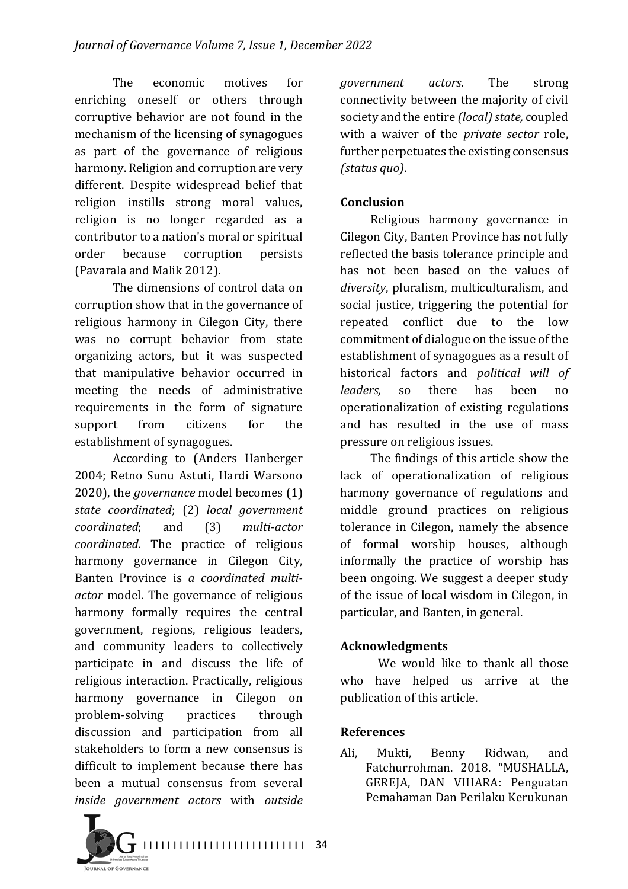The economic motives for enriching oneself or others through corruptive behavior are not found in the mechanism of the licensing of synagogues as part of the governance of religious harmony. Religion and corruption are very different. Despite widespread belief that religion instills strong moral values, religion is no longer regarded as a contributor to a nation's moral or spiritual order because corruption persists (Pavarala and Malik 2012).

The dimensions of control data on corruption show that in the governance of religious harmony in Cilegon City, there was no corrupt behavior from state organizing actors, but it was suspected that manipulative behavior occurred in meeting the needs of administrative requirements in the form of signature support from citizens for the establishment of synagogues.

According to (Anders Hanberger 2004; Retno Sunu Astuti, Hardi Warsono 2020), the *governance* model becomes (1) *state coordinated*; (2) *local government coordinated*; and (3) *multi-actor coordinated*. The practice of religious harmony governance in Cilegon City, Banten Province is *a coordinated multi-actor* model. The governance of religious harmony formally requires the central government, regions, religious leaders, and community leaders to collectively participate in and discuss the life of religious interaction. Practically, religious harmony governance in Cilegon on problem-solving practices through discussion and participation from all stakeholders to form a new consensus is difficult to implement because there has been a mutual consensus from several *inside government actors* with *outside government actors*. The strong connectivity between the majority of civil society and the entire *(local) state,* coupled with a waiver of the *private sector* role, further perpetuates the existing consensus *(status quo)*.

## Conclusion

Religious harmony governance in Cilegon City, Banten Province has not fully reflected the basis tolerance principle and has not been based on the values of *diversity*, pluralism, multiculturalism, and social justice, triggering the potential for repeated conflict due to the low commitment of dialogue on the issue of the establishment of synagogues as a result of historical factors and *political will of leaders,* so there has been no operationalization of existing regulations and has resulted in the use of mass pressure on religious issues.

The findings of this article show the lack of operationalization of religious harmony governance of regulations and middle ground practices on religious tolerance in Cilegon, namely the absence of formal worship houses, although informally the practice of worship has been ongoing. We suggest a deeper study of the issue of local wisdom in Cilegon, in particular, and Banten, in general.

## Acknowledgments

We would like to thank all those who have helped us arrive at the publication of this article.

## References

Ali, Mukti, Benny Ridwan, and Fatchurrohman. 2018. "MUSHALLA, GEREJA, DAN VIHARA: Penguatan Pemahaman Dan Perilaku Kerukunan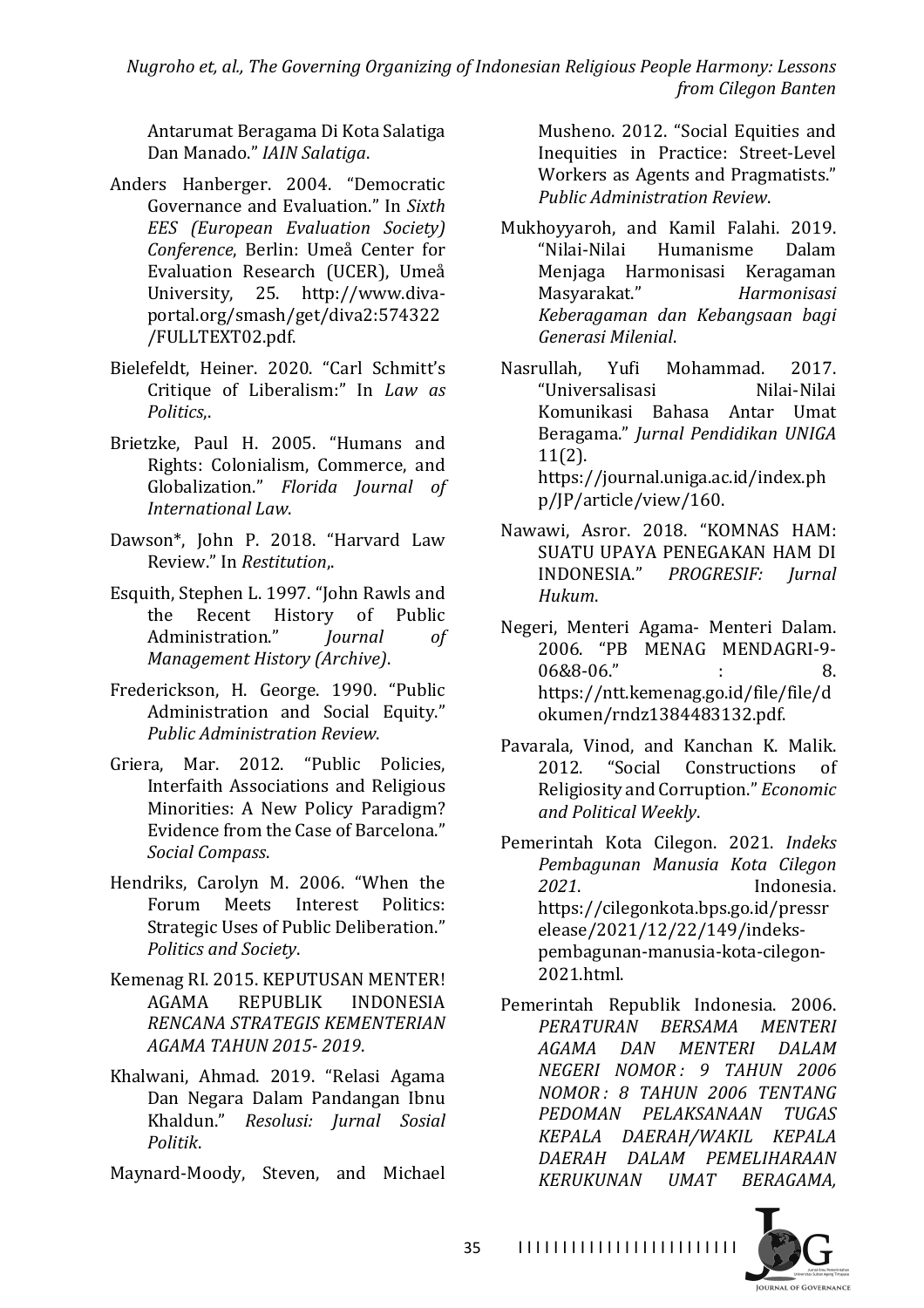Antarumat Beragama Di Kota Salatiga Dan Manado." *IAIN Salatiga*.

Anders Hanberger. 2004. "Democratic Governance and Evaluation." In *Sixth EES (European Evaluation Society) Conference*, Berlin: Umeå Center for Evaluation Research (UCER), Umeå University, 25. http://www.diva-portal.org/smash/get/diva2:574322/FULLTEXT02.pdf.

Bielefeldt, Heiner. 2020. "Carl Schmitt's Critique of Liberalism:" In *Law as Politics*,.

Brietzke, Paul H. 2005. "Humans and Rights: Colonialism, Commerce, and Globalization." *Florida Journal of International Law*.

Dawson*, John P. 2018. "Harvard Law Review." In *Restitution*,.

Esquith, Stephen L. 1997. "John Rawls and the Recent History of Public Administration." *Journal of Management History (Archive)*.

Frederickson, H. George. 1990. "Public Administration and Social Equity." *Public Administration Review*.

Griera, Mar. 2012. "Public Policies, Interfaith Associations and Religious Minorities: A New Policy Paradigm? Evidence from the Case of Barcelona." *Social Compass*.

Hendriks, Carolyn M. 2006. "When the Forum Meets Interest Politics: Strategic Uses of Public Deliberation." *Politics and Society*.

Kemenag RI. 2015. KEPUTUSAN MENTER! AGAMA REPUBLIK INDONESIA *RENCANA STRATEGIS KEMENTERIAN AGAMA TAHUN 2015- 2019*.

Khalwani, Ahmad. 2019. "Relasi Agama Dan Negara Dalam Pandangan Ibnu Khaldun." *Resolusi: Jurnal Sosial Politik*.

Maynard-Moody, Steven, and Michael Musheno. 2012. "Social Equities and Inequities in Practice: Street-Level Workers as Agents and Pragmatists." *Public Administration Review*.

Mukhoyyaroh, and Kamil Falahi. 2019. "Nilai-Nilai Humanisme Dalam Menjaga Harmonisasi Keragaman Masyarakat." *Harmonisasi Keberagaman dan Kebangsaan bagi Generasi Milenial*.

Nasrullah, Yufi Mohammad. 2017. "Universalisasi Nilai-Nilai Komunikasi Bahasa Antar Umat Beragama." *Jurnal Pendidikan UNIGA* 11(2). https://journal.uniga.ac.id/index.php/JP/article/view/160.

Nawawi, Asror. 2018. "KOMNAS HAM: SUATU UPAYA PENEGAKAN HAM DI INDONESIA." *PROGRESIF: Jurnal Hukum*.

Negeri, Menteri Agama- Menteri Dalam. 2006. "PB MENAG MENDAGRI-9-06&8-06." : 8. https://ntt.kemenag.go.id/file/file/dokumen/rndz1384483132.pdf.

Pavarala, Vinod, and Kanchan K. Malik. 2012. "Social Constructions of Religiosity and Corruption." *Economic and Political Weekly*.

Pemerintah Kota Cilegon. 2021. *Indeks Pembagunan Manusia Kota Cilegon 2021*. Indonesia. https://cilegonkota.bps.go.id/pressrelease/2021/12/22/149/indeks-pembagunan-manusia-kota-cilegon-2021.html.

Pemerintah Republik Indonesia. 2006. *PERATURAN BERSAMA MENTERI AGAMA DAN MENTERI DALAM NEGERI NOMOR : 9 TAHUN 2006 NOMOR : 8 TAHUN 2006 TENTANG PEDOMAN PELAKSANAAN TUGAS KEPALA DAERAH/WAKIL KEPALA DAERAH DALAM PEMELIHARAAN KERUKUNAN UMAT BERAGAMA,*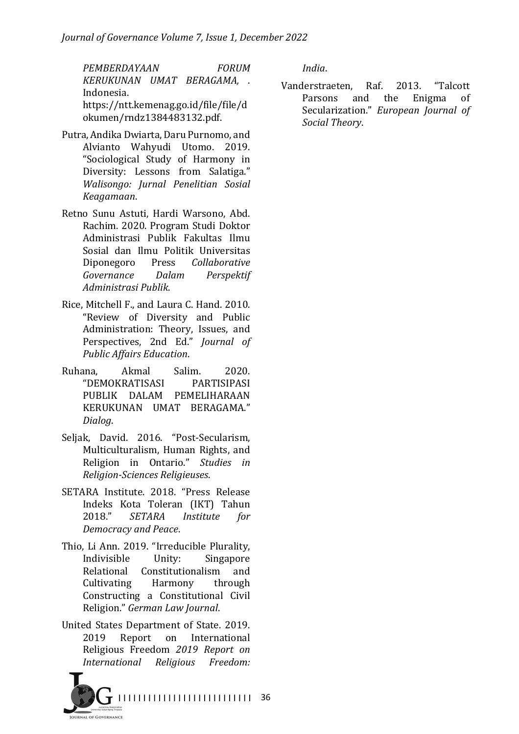*PEMBERDAYAAN FORUM KERUKUNAN UMAT BERAGAMA,* . Indonesia. https://ntt.kemenag.go.id/file/file/dokumen/rndz1384483132.pdf.

Putra, Andika Dwiarta, Daru Purnomo, and Alvianto Wahyudi Utomo. 2019. "Sociological Study of Harmony in Diversity: Lessons from Salatiga." *Walisongo: Jurnal Penelitian Sosial Keagamaan*.

Retno Sunu Astuti, Hardi Warsono, Abd. Rachim. 2020. Program Studi Doktor Administrasi Publik Fakultas Ilmu Sosial dan Ilmu Politik Universitas Diponegoro Press *Collaborative Governance Dalam Perspektif Administrasi Publik*.

Rice, Mitchell F., and Laura C. Hand. 2010. "Review of Diversity and Public Administration: Theory, Issues, and Perspectives, 2nd Ed." *Journal of Public Affairs Education*.

Ruhana, Akmal Salim. 2020. "DEMOKRATISASI PARTISIPASI PUBLIK DALAM PEMELIHARAAN KERUKUNAN UMAT BERAGAMA." *Dialog*.

Seljak, David. 2016. "Post-Secularism, Multiculturalism, Human Rights, and Religion in Ontario." *Studies in Religion-Sciences Religieuses*.

SETARA Institute. 2018. "Press Release Indeks Kota Toleran (IKT) Tahun 2018." *SETARA Institute for Democracy and Peace*.

Thio, Li Ann. 2019. "Irreducible Plurality, Indivisible Unity: Singapore Relational Constitutionalism and Cultivating Harmony through Constructing a Constitutional Civil Religion." *German Law Journal*.

United States Department of State. 2019. 2019 Report on International Religious Freedom *2019 Report on International Religious Freedom: India*.

Vanderstraeten, Raf. 2013. "Talcott Parsons and the Enigma of Secularization." *European Journal of Social Theory*.